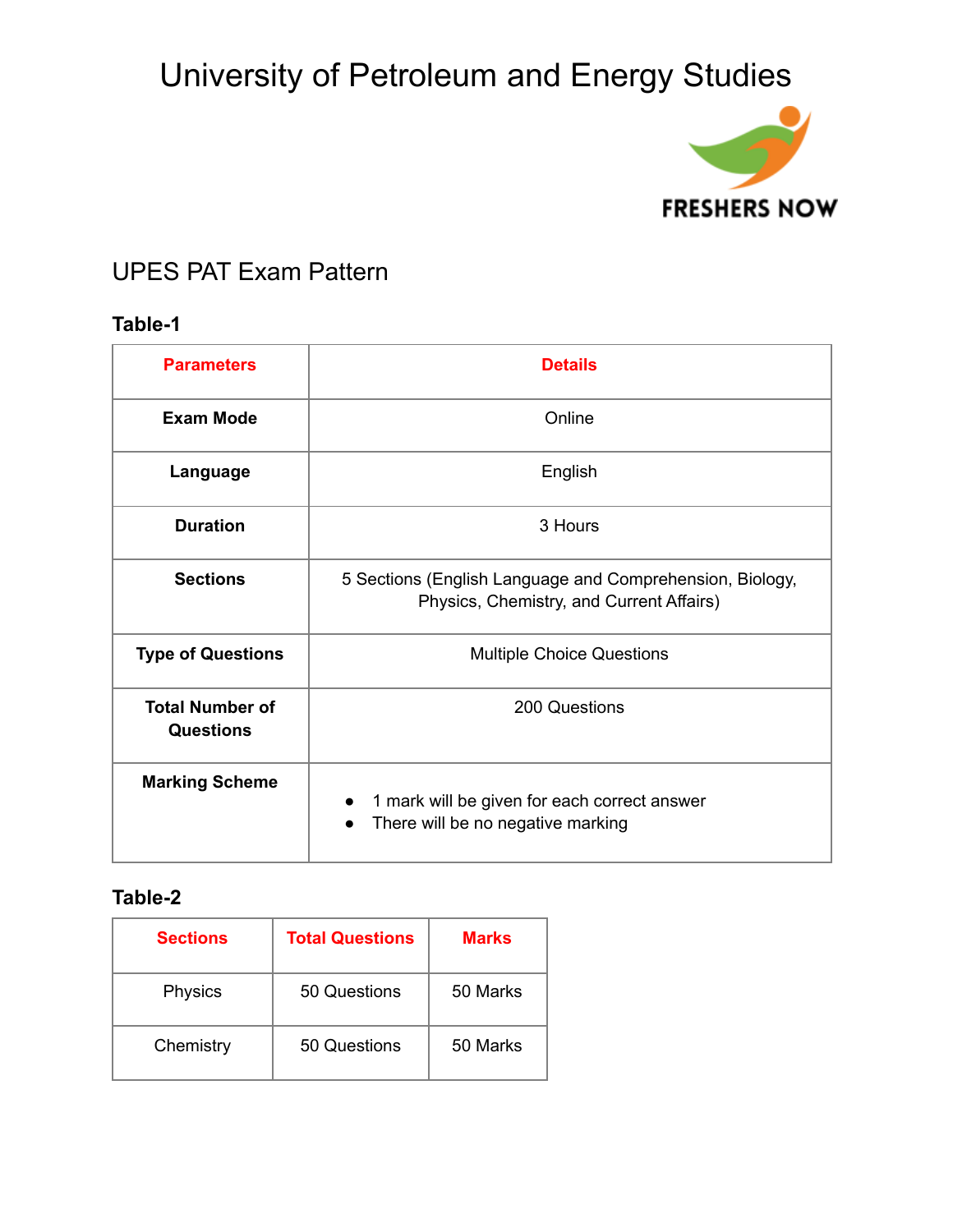# University of Petroleum and Energy Studies

## UPES PAT Exam Pattern

### Table-1

| Parameters | Details |
|---|---|
| **Exam Mode** | Online |
| **Language** | English |
| **Duration** | 3 Hours |
| **Sections** | 5 Sections (English Language and Comprehension, Biology, Physics, Chemistry, and Current Affairs) |
| **Type of Questions** | Multiple Choice Questions |
| **Total Number of Questions** | 200 Questions |
| **Marking Scheme** | • 1 mark will be given for each correct answer<br>• There will be no negative marking |

### Table-2

| Sections | Total Questions | Marks |
|---|---|---|
| Physics | 50 Questions | 50 Marks |
| Chemistry | 50 Questions | 50 Marks |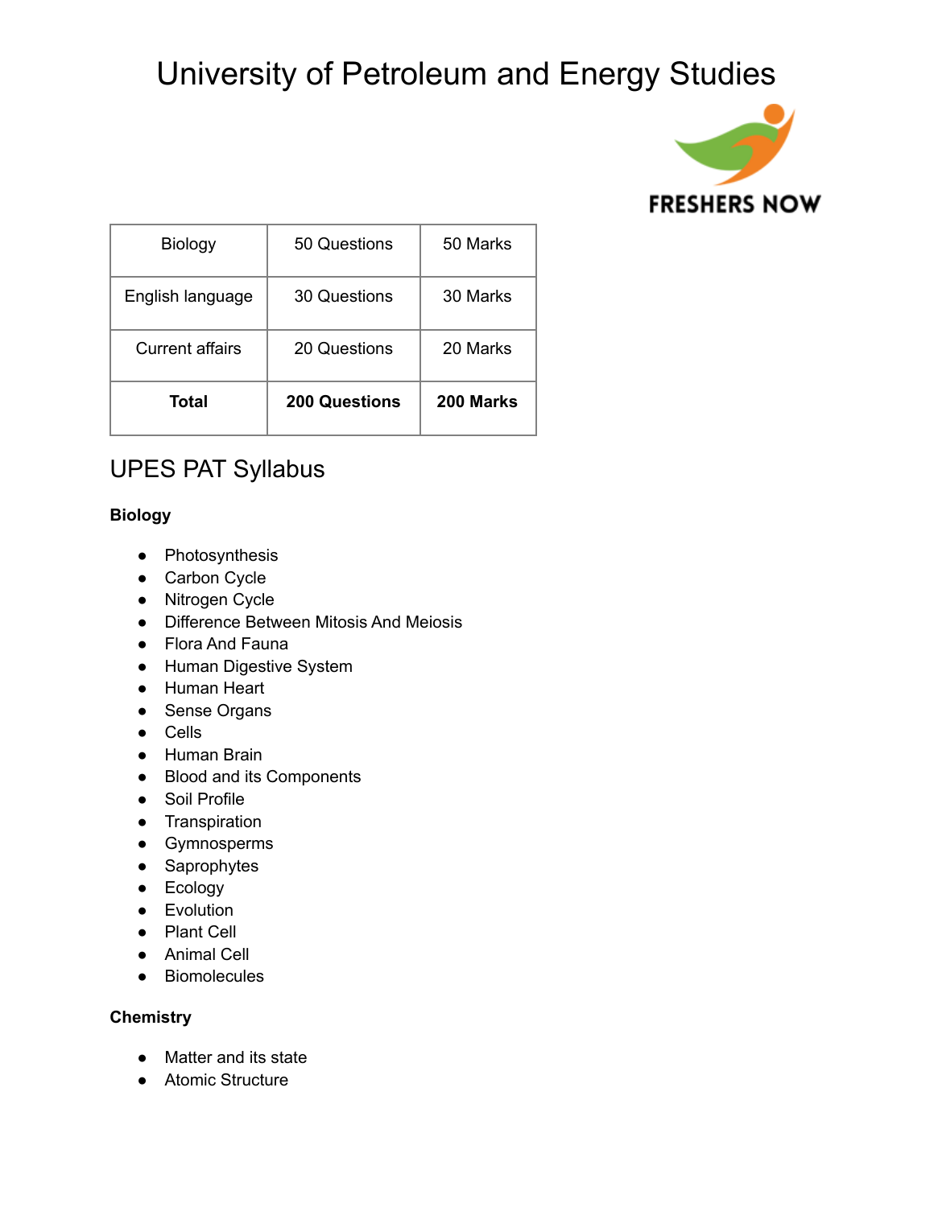# University of Petroleum and Energy Studies

| Biology | 50 Questions | 50 Marks |
|---|---|---|
| English language | 30 Questions | 30 Marks |
| Current affairs | 20 Questions | 20 Marks |
| **Total** | **200 Questions** | **200 Marks** |

## UPES PAT Syllabus

**Biology**

- Photosynthesis
- Carbon Cycle
- Nitrogen Cycle
- Difference Between Mitosis And Meiosis
- Flora And Fauna
- Human Digestive System
- Human Heart
- Sense Organs
- Cells
- Human Brain
- Blood and its Components
- Soil Profile
- Transpiration
- Gymnosperms
- Saprophytes
- Ecology
- Evolution
- Plant Cell
- Animal Cell
- Biomolecules

**Chemistry**

- Matter and its state
- Atomic Structure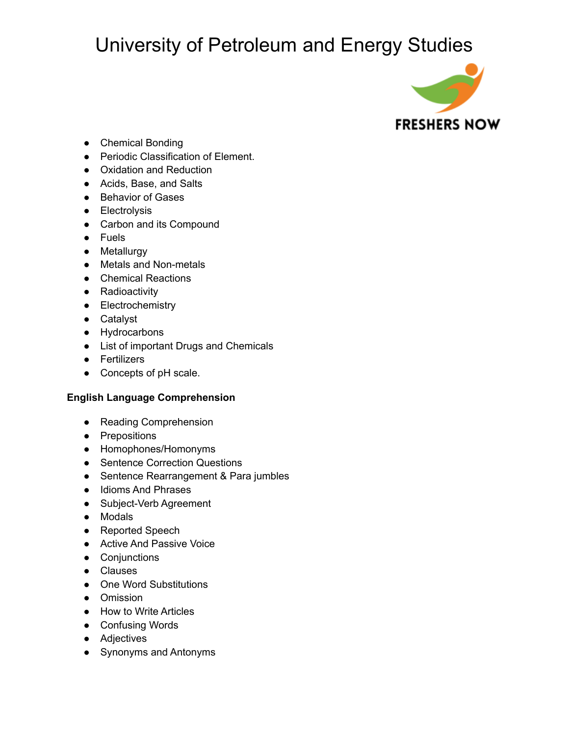# University of Petroleum and Energy Studies

- Chemical Bonding
- Periodic Classification of Element.
- Oxidation and Reduction
- Acids, Base, and Salts
- Behavior of Gases
- Electrolysis
- Carbon and its Compound
- Fuels
- Metallurgy
- Metals and Non-metals
- Chemical Reactions
- Radioactivity
- Electrochemistry
- Catalyst
- Hydrocarbons
- List of important Drugs and Chemicals
- Fertilizers
- Concepts of pH scale.

**English Language Comprehension**

- Reading Comprehension
- Prepositions
- Homophones/Homonyms
- Sentence Correction Questions
- Sentence Rearrangement & Para jumbles
- Idioms And Phrases
- Subject-Verb Agreement
- Modals
- Reported Speech
- Active And Passive Voice
- Conjunctions
- Clauses
- One Word Substitutions
- Omission
- How to Write Articles
- Confusing Words
- Adjectives
- Synonyms and Antonyms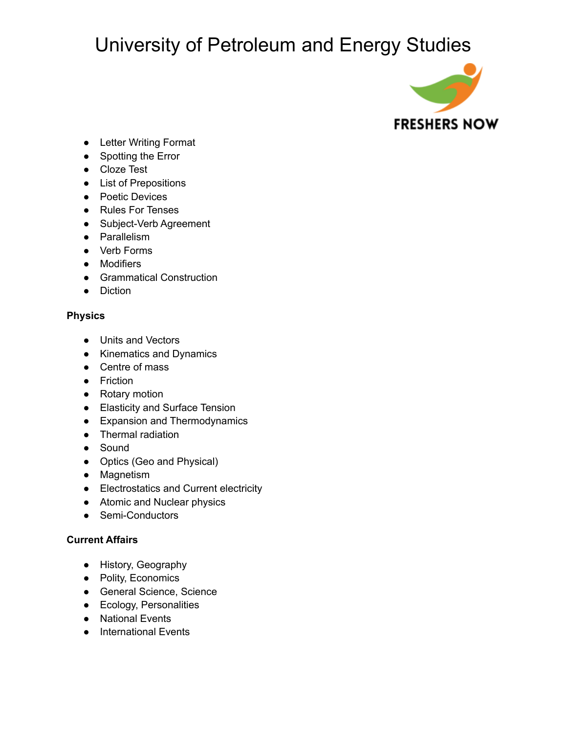# University of Petroleum and Energy Studies

- Letter Writing Format
- Spotting the Error
- Cloze Test
- List of Prepositions
- Poetic Devices
- Rules For Tenses
- Subject-Verb Agreement
- Parallelism
- Verb Forms
- Modifiers
- Grammatical Construction
- Diction

**Physics**

- Units and Vectors
- Kinematics and Dynamics
- Centre of mass
- Friction
- Rotary motion
- Elasticity and Surface Tension
- Expansion and Thermodynamics
- Thermal radiation
- Sound
- Optics (Geo and Physical)
- Magnetism
- Electrostatics and Current electricity
- Atomic and Nuclear physics
- Semi-Conductors

**Current Affairs**

- History, Geography
- Polity, Economics
- General Science, Science
- Ecology, Personalities
- National Events
- International Events